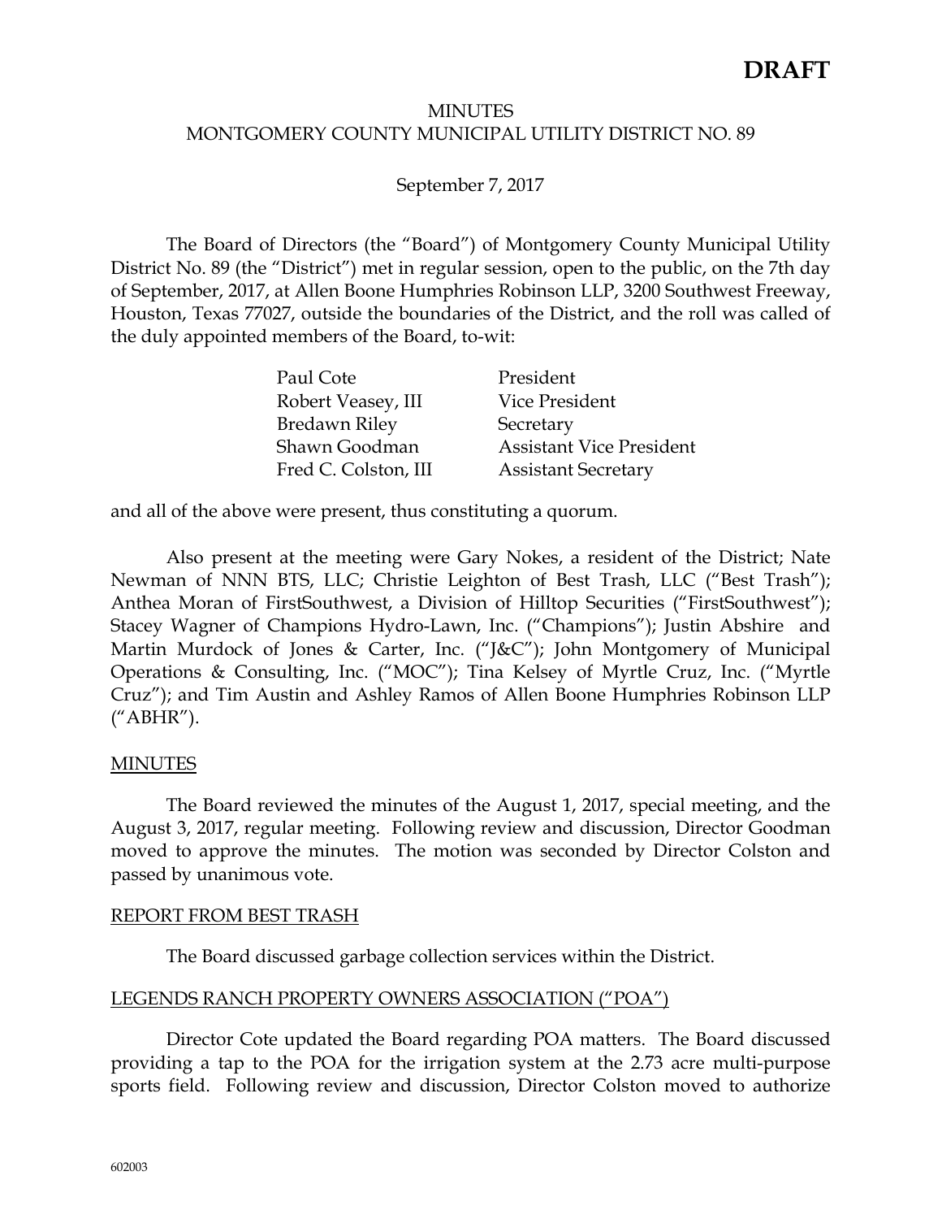**DRAFT**

MINUTES
MONTGOMERY COUNTY MUNICIPAL UTILITY DISTRICT NO. 89

September 7, 2017

The Board of Directors (the "Board") of Montgomery County Municipal Utility District No. 89 (the "District") met in regular session, open to the public, on the 7th day of September, 2017, at Allen Boone Humphries Robinson LLP, 3200 Southwest Freeway, Houston, Texas 77027, outside the boundaries of the District, and the roll was called of the duly appointed members of the Board, to-wit:

| | |
|---|---|
| Paul Cote | President |
| Robert Veasey, III | Vice President |
| Bredawn Riley | Secretary |
| Shawn Goodman | Assistant Vice President |
| Fred C. Colston, III | Assistant Secretary |

and all of the above were present, thus constituting a quorum.

Also present at the meeting were Gary Nokes, a resident of the District; Nate Newman of NNN BTS, LLC; Christie Leighton of Best Trash, LLC ("Best Trash"); Anthea Moran of FirstSouthwest, a Division of Hilltop Securities ("FirstSouthwest"); Stacey Wagner of Champions Hydro-Lawn, Inc. ("Champions"); Justin Abshire and Martin Murdock of Jones & Carter, Inc. ("J&C"); John Montgomery of Municipal Operations & Consulting, Inc. ("MOC"); Tina Kelsey of Myrtle Cruz, Inc. ("Myrtle Cruz"); and Tim Austin and Ashley Ramos of Allen Boone Humphries Robinson LLP ("ABHR").

MINUTES

The Board reviewed the minutes of the August 1, 2017, special meeting, and the August 3, 2017, regular meeting. Following review and discussion, Director Goodman moved to approve the minutes. The motion was seconded by Director Colston and passed by unanimous vote.

REPORT FROM BEST TRASH

The Board discussed garbage collection services within the District.

LEGENDS RANCH PROPERTY OWNERS ASSOCIATION ("POA")

Director Cote updated the Board regarding POA matters. The Board discussed providing a tap to the POA for the irrigation system at the 2.73 acre multi-purpose sports field. Following review and discussion, Director Colston moved to authorize

602003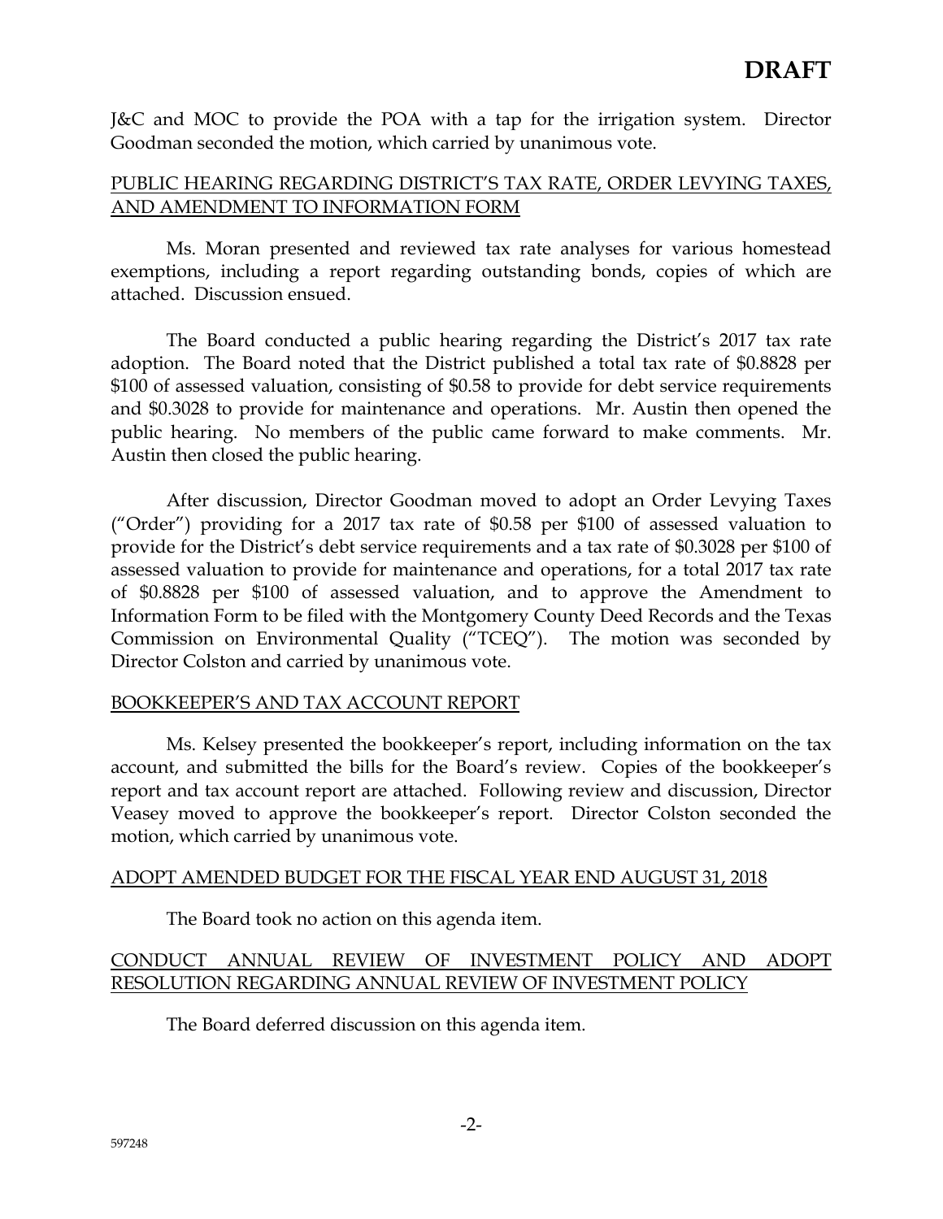**DRAFT**

J&C and MOC to provide the POA with a tap for the irrigation system. Director Goodman seconded the motion, which carried by unanimous vote.

PUBLIC HEARING REGARDING DISTRICT'S TAX RATE, ORDER LEVYING TAXES, AND AMENDMENT TO INFORMATION FORM

Ms. Moran presented and reviewed tax rate analyses for various homestead exemptions, including a report regarding outstanding bonds, copies of which are attached. Discussion ensued.

The Board conducted a public hearing regarding the District's 2017 tax rate adoption. The Board noted that the District published a total tax rate of $0.8828 per $100 of assessed valuation, consisting of $0.58 to provide for debt service requirements and $0.3028 to provide for maintenance and operations. Mr. Austin then opened the public hearing. No members of the public came forward to make comments. Mr. Austin then closed the public hearing.

After discussion, Director Goodman moved to adopt an Order Levying Taxes ("Order") providing for a 2017 tax rate of $0.58 per $100 of assessed valuation to provide for the District's debt service requirements and a tax rate of $0.3028 per $100 of assessed valuation to provide for maintenance and operations, for a total 2017 tax rate of $0.8828 per $100 of assessed valuation, and to approve the Amendment to Information Form to be filed with the Montgomery County Deed Records and the Texas Commission on Environmental Quality ("TCEQ"). The motion was seconded by Director Colston and carried by unanimous vote.

BOOKKEEPER'S AND TAX ACCOUNT REPORT

Ms. Kelsey presented the bookkeeper's report, including information on the tax account, and submitted the bills for the Board's review. Copies of the bookkeeper's report and tax account report are attached. Following review and discussion, Director Veasey moved to approve the bookkeeper's report. Director Colston seconded the motion, which carried by unanimous vote.

ADOPT AMENDED BUDGET FOR THE FISCAL YEAR END AUGUST 31, 2018

The Board took no action on this agenda item.

CONDUCT ANNUAL REVIEW OF INVESTMENT POLICY AND ADOPT RESOLUTION REGARDING ANNUAL REVIEW OF INVESTMENT POLICY

The Board deferred discussion on this agenda item.

597248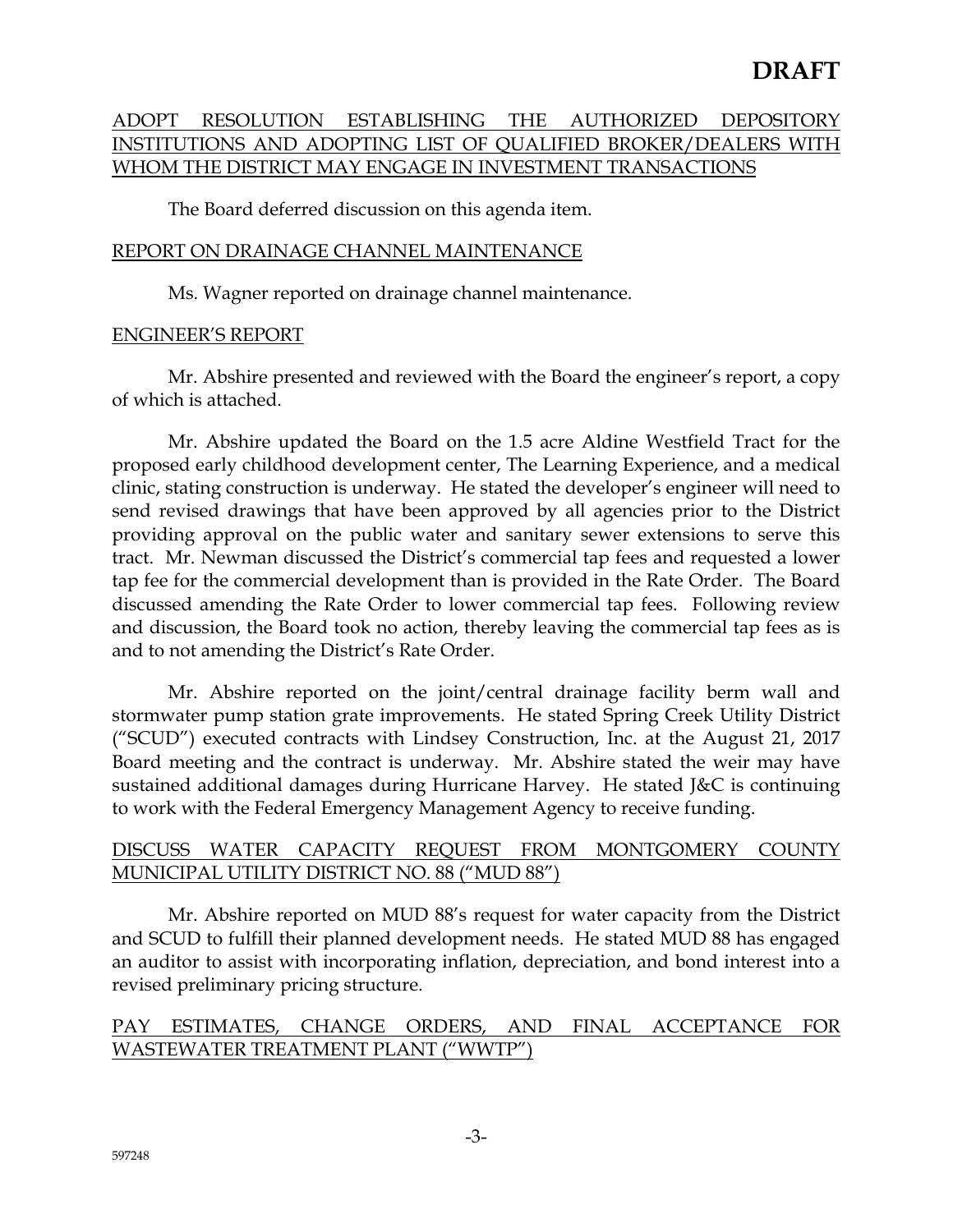**DRAFT**

ADOPT RESOLUTION ESTABLISHING THE AUTHORIZED DEPOSITORY INSTITUTIONS AND ADOPTING LIST OF QUALIFIED BROKER/DEALERS WITH WHOM THE DISTRICT MAY ENGAGE IN INVESTMENT TRANSACTIONS

The Board deferred discussion on this agenda item.

REPORT ON DRAINAGE CHANNEL MAINTENANCE

Ms. Wagner reported on drainage channel maintenance.

ENGINEER'S REPORT

Mr. Abshire presented and reviewed with the Board the engineer's report, a copy of which is attached.

Mr. Abshire updated the Board on the 1.5 acre Aldine Westfield Tract for the proposed early childhood development center, The Learning Experience, and a medical clinic, stating construction is underway. He stated the developer's engineer will need to send revised drawings that have been approved by all agencies prior to the District providing approval on the public water and sanitary sewer extensions to serve this tract. Mr. Newman discussed the District's commercial tap fees and requested a lower tap fee for the commercial development than is provided in the Rate Order. The Board discussed amending the Rate Order to lower commercial tap fees. Following review and discussion, the Board took no action, thereby leaving the commercial tap fees as is and to not amending the District's Rate Order.

Mr. Abshire reported on the joint/central drainage facility berm wall and stormwater pump station grate improvements. He stated Spring Creek Utility District ("SCUD") executed contracts with Lindsey Construction, Inc. at the August 21, 2017 Board meeting and the contract is underway. Mr. Abshire stated the weir may have sustained additional damages during Hurricane Harvey. He stated J&C is continuing to work with the Federal Emergency Management Agency to receive funding.

DISCUSS WATER CAPACITY REQUEST FROM MONTGOMERY COUNTY MUNICIPAL UTILITY DISTRICT NO. 88 ("MUD 88")

Mr. Abshire reported on MUD 88's request for water capacity from the District and SCUD to fulfill their planned development needs. He stated MUD 88 has engaged an auditor to assist with incorporating inflation, depreciation, and bond interest into a revised preliminary pricing structure.

PAY ESTIMATES, CHANGE ORDERS, AND FINAL ACCEPTANCE FOR WASTEWATER TREATMENT PLANT ("WWTP")

597248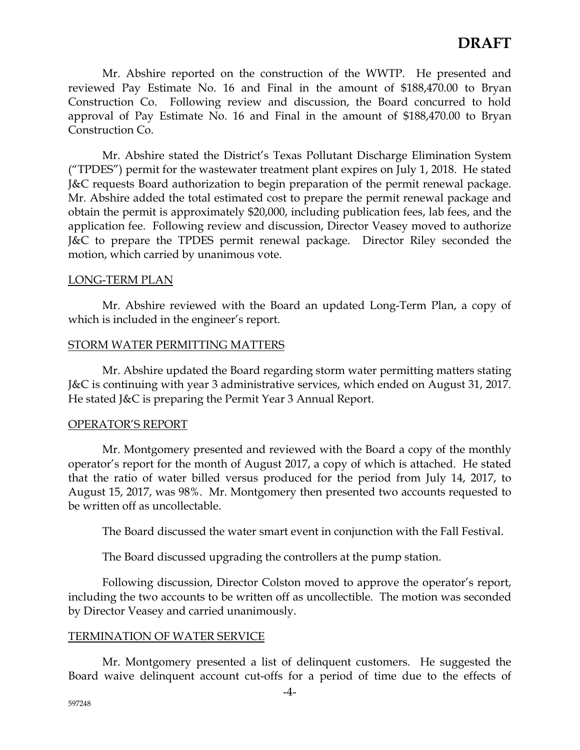**DRAFT**

Mr. Abshire reported on the construction of the WWTP. He presented and reviewed Pay Estimate No. 16 and Final in the amount of $188,470.00 to Bryan Construction Co. Following review and discussion, the Board concurred to hold approval of Pay Estimate No. 16 and Final in the amount of $188,470.00 to Bryan Construction Co.

Mr. Abshire stated the District's Texas Pollutant Discharge Elimination System ("TPDES") permit for the wastewater treatment plant expires on July 1, 2018. He stated J&C requests Board authorization to begin preparation of the permit renewal package. Mr. Abshire added the total estimated cost to prepare the permit renewal package and obtain the permit is approximately $20,000, including publication fees, lab fees, and the application fee. Following review and discussion, Director Veasey moved to authorize J&C to prepare the TPDES permit renewal package. Director Riley seconded the motion, which carried by unanimous vote.

## LONG-TERM PLAN

Mr. Abshire reviewed with the Board an updated Long-Term Plan, a copy of which is included in the engineer's report.

## STORM WATER PERMITTING MATTERS

Mr. Abshire updated the Board regarding storm water permitting matters stating J&C is continuing with year 3 administrative services, which ended on August 31, 2017. He stated J&C is preparing the Permit Year 3 Annual Report.

## OPERATOR'S REPORT

Mr. Montgomery presented and reviewed with the Board a copy of the monthly operator's report for the month of August 2017, a copy of which is attached. He stated that the ratio of water billed versus produced for the period from July 14, 2017, to August 15, 2017, was 98%. Mr. Montgomery then presented two accounts requested to be written off as uncollectable.

The Board discussed the water smart event in conjunction with the Fall Festival.

The Board discussed upgrading the controllers at the pump station.

Following discussion, Director Colston moved to approve the operator's report, including the two accounts to be written off as uncollectible. The motion was seconded by Director Veasey and carried unanimously.

## TERMINATION OF WATER SERVICE

Mr. Montgomery presented a list of delinquent customers. He suggested the Board waive delinquent account cut-offs for a period of time due to the effects of

597248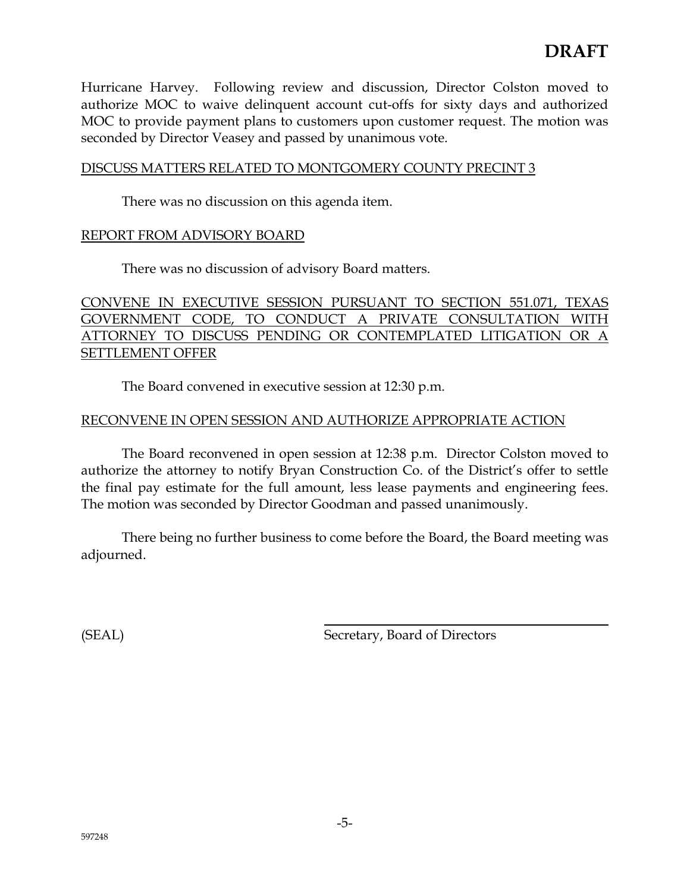**DRAFT**

Hurricane Harvey. Following review and discussion, Director Colston moved to authorize MOC to waive delinquent account cut-offs for sixty days and authorized MOC to provide payment plans to customers upon customer request. The motion was seconded by Director Veasey and passed by unanimous vote.

DISCUSS MATTERS RELATED TO MONTGOMERY COUNTY PRECINT 3

There was no discussion on this agenda item.

REPORT FROM ADVISORY BOARD

There was no discussion of advisory Board matters.

CONVENE IN EXECUTIVE SESSION PURSUANT TO SECTION 551.071, TEXAS GOVERNMENT CODE, TO CONDUCT A PRIVATE CONSULTATION WITH ATTORNEY TO DISCUSS PENDING OR CONTEMPLATED LITIGATION OR A SETTLEMENT OFFER

The Board convened in executive session at 12:30 p.m.

RECONVENE IN OPEN SESSION AND AUTHORIZE APPROPRIATE ACTION

The Board reconvened in open session at 12:38 p.m. Director Colston moved to authorize the attorney to notify Bryan Construction Co. of the District's offer to settle the final pay estimate for the full amount, less lease payments and engineering fees. The motion was seconded by Director Goodman and passed unanimously.

There being no further business to come before the Board, the Board meeting was adjourned.

(SEAL) ______________________________
Secretary, Board of Directors

597248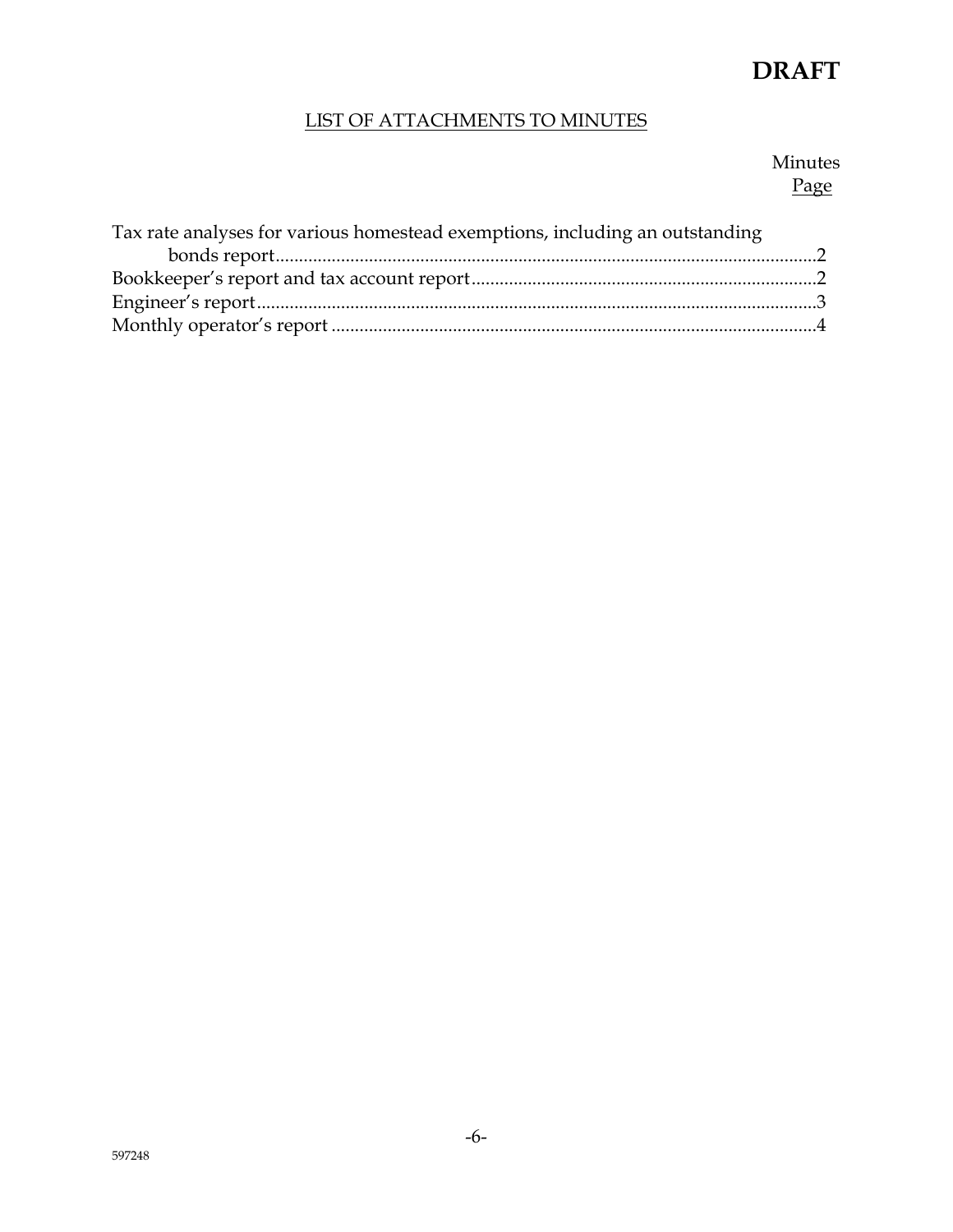**DRAFT**

LIST OF ATTACHMENTS TO MINUTES

| | Minutes Page |
|---|---|
| Tax rate analyses for various homestead exemptions, including an outstanding bonds report | 2 |
| Bookkeeper's report and tax account report | 2 |
| Engineer's report | 3 |
| Monthly operator's report | 4 |

597248